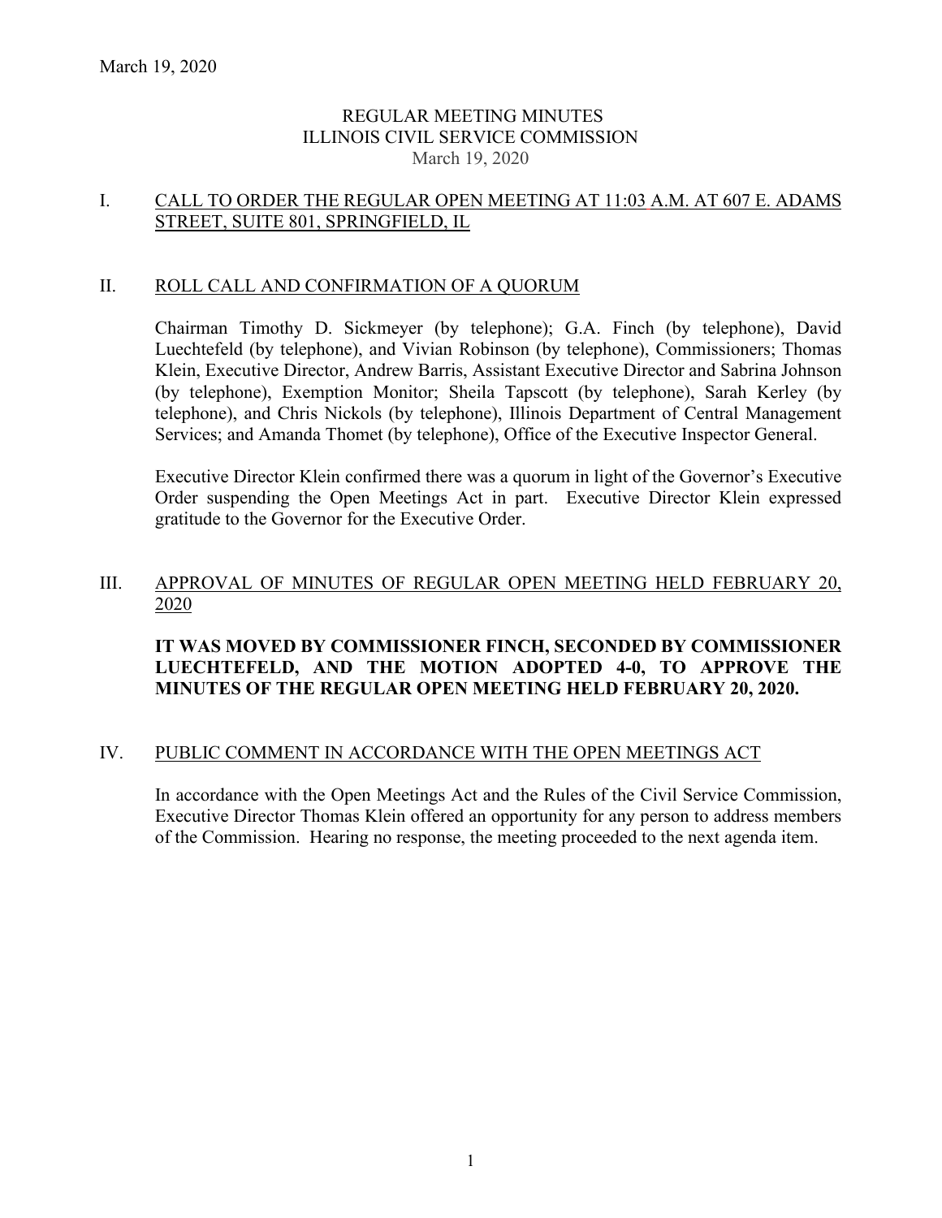March 19, 2020

# REGULAR MEETING MINUTES
# ILLINOIS CIVIL SERVICE COMMISSION
March 19, 2020

## I. CALL TO ORDER THE REGULAR OPEN MEETING AT 11:03 A.M. AT 607 E. ADAMS STREET, SUITE 801, SPRINGFIELD, IL

## II. ROLL CALL AND CONFIRMATION OF A QUORUM

Chairman Timothy D. Sickmeyer (by telephone); G.A. Finch (by telephone), David Luechtefeld (by telephone), and Vivian Robinson (by telephone), Commissioners; Thomas Klein, Executive Director, Andrew Barris, Assistant Executive Director and Sabrina Johnson (by telephone), Exemption Monitor; Sheila Tapscott (by telephone), Sarah Kerley (by telephone), and Chris Nickols (by telephone), Illinois Department of Central Management Services; and Amanda Thomet (by telephone), Office of the Executive Inspector General.

Executive Director Klein confirmed there was a quorum in light of the Governor's Executive Order suspending the Open Meetings Act in part. Executive Director Klein expressed gratitude to the Governor for the Executive Order.

## III. APPROVAL OF MINUTES OF REGULAR OPEN MEETING HELD FEBRUARY 20, 2020

**IT WAS MOVED BY COMMISSIONER FINCH, SECONDED BY COMMISSIONER LUECHTEFELD, AND THE MOTION ADOPTED 4-0, TO APPROVE THE MINUTES OF THE REGULAR OPEN MEETING HELD FEBRUARY 20, 2020.**

## IV. PUBLIC COMMENT IN ACCORDANCE WITH THE OPEN MEETINGS ACT

In accordance with the Open Meetings Act and the Rules of the Civil Service Commission, Executive Director Thomas Klein offered an opportunity for any person to address members of the Commission. Hearing no response, the meeting proceeded to the next agenda item.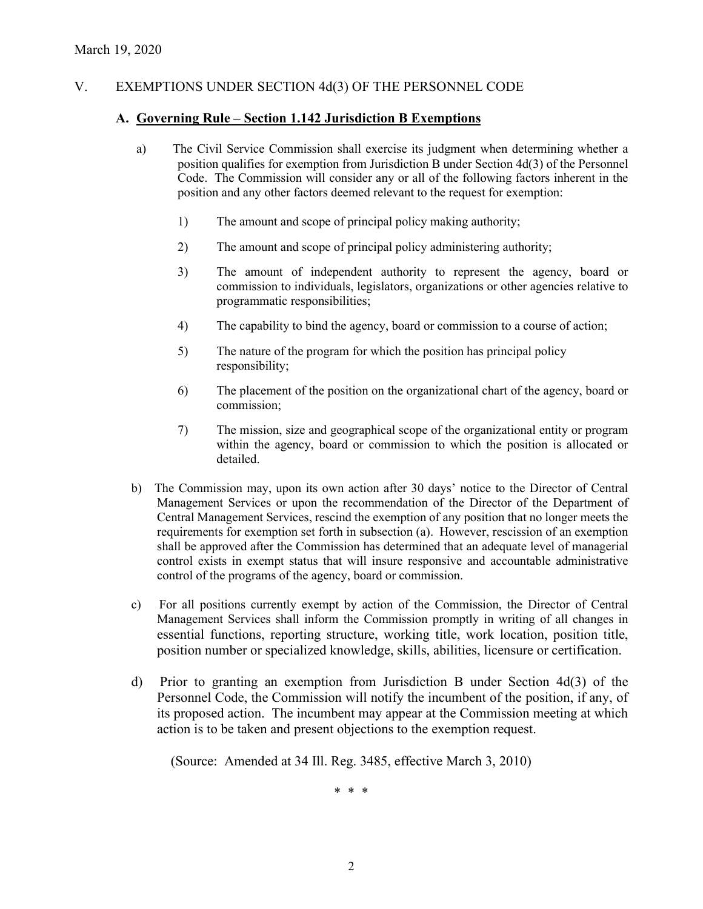March 19, 2020

## V. EXEMPTIONS UNDER SECTION 4d(3) OF THE PERSONNEL CODE

### A. Governing Rule – Section 1.142 Jurisdiction B Exemptions

a) The Civil Service Commission shall exercise its judgment when determining whether a position qualifies for exemption from Jurisdiction B under Section 4d(3) of the Personnel Code. The Commission will consider any or all of the following factors inherent in the position and any other factors deemed relevant to the request for exemption:

1) The amount and scope of principal policy making authority;

2) The amount and scope of principal policy administering authority;

3) The amount of independent authority to represent the agency, board or commission to individuals, legislators, organizations or other agencies relative to programmatic responsibilities;

4) The capability to bind the agency, board or commission to a course of action;

5) The nature of the program for which the position has principal policy responsibility;

6) The placement of the position on the organizational chart of the agency, board or commission;

7) The mission, size and geographical scope of the organizational entity or program within the agency, board or commission to which the position is allocated or detailed.

b) The Commission may, upon its own action after 30 days' notice to the Director of Central Management Services or upon the recommendation of the Director of the Department of Central Management Services, rescind the exemption of any position that no longer meets the requirements for exemption set forth in subsection (a). However, rescission of an exemption shall be approved after the Commission has determined that an adequate level of managerial control exists in exempt status that will insure responsive and accountable administrative control of the programs of the agency, board or commission.

c) For all positions currently exempt by action of the Commission, the Director of Central Management Services shall inform the Commission promptly in writing of all changes in essential functions, reporting structure, working title, work location, position title, position number or specialized knowledge, skills, abilities, licensure or certification.

d) Prior to granting an exemption from Jurisdiction B under Section 4d(3) of the Personnel Code, the Commission will notify the incumbent of the position, if any, of its proposed action. The incumbent may appear at the Commission meeting at which action is to be taken and present objections to the exemption request.

(Source: Amended at 34 Ill. Reg. 3485, effective March 3, 2010)

\* \* \*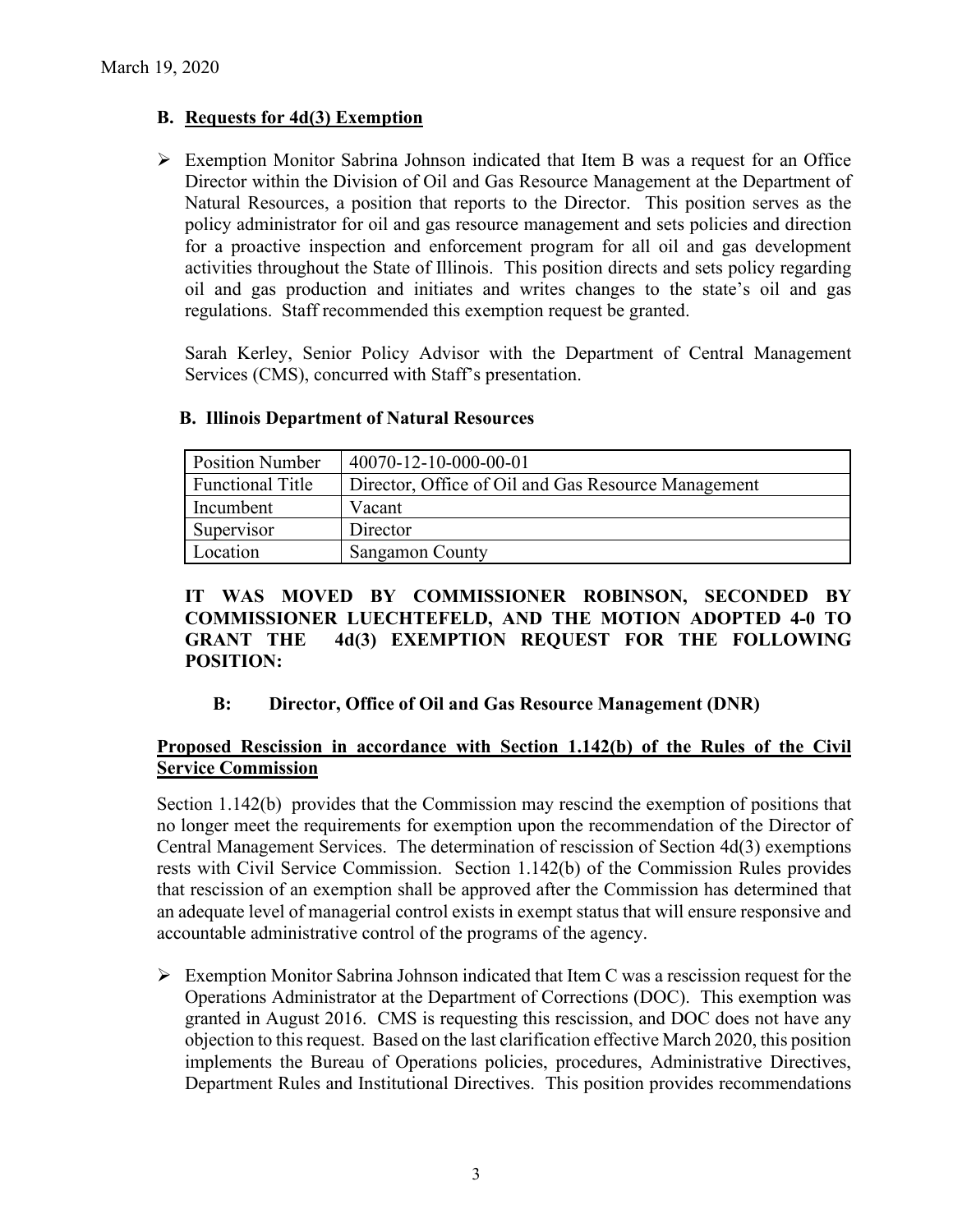March 19, 2020

### B. Requests for 4d(3) Exemption

- Exemption Monitor Sabrina Johnson indicated that Item B was a request for an Office Director within the Division of Oil and Gas Resource Management at the Department of Natural Resources, a position that reports to the Director. This position serves as the policy administrator for oil and gas resource management and sets policies and direction for a proactive inspection and enforcement program for all oil and gas development activities throughout the State of Illinois. This position directs and sets policy regarding oil and gas production and initiates and writes changes to the state's oil and gas regulations. Staff recommended this exemption request be granted.

  Sarah Kerley, Senior Policy Advisor with the Department of Central Management Services (CMS), concurred with Staff's presentation.

**B. Illinois Department of Natural Resources**

| Position Number | 40070-12-10-000-00-01 |
|---|---|
| Functional Title | Director, Office of Oil and Gas Resource Management |
| Incumbent | Vacant |
| Supervisor | Director |
| Location | Sangamon County |

**IT WAS MOVED BY COMMISSIONER ROBINSON, SECONDED BY COMMISSIONER LUECHTEFELD, AND THE MOTION ADOPTED 4-0 TO GRANT THE 4d(3) EXEMPTION REQUEST FOR THE FOLLOWING POSITION:**

**B: Director, Office of Oil and Gas Resource Management (DNR)**

**Proposed Rescission in accordance with Section 1.142(b) of the Rules of the Civil Service Commission**

Section 1.142(b) provides that the Commission may rescind the exemption of positions that no longer meet the requirements for exemption upon the recommendation of the Director of Central Management Services. The determination of rescission of Section 4d(3) exemptions rests with Civil Service Commission. Section 1.142(b) of the Commission Rules provides that rescission of an exemption shall be approved after the Commission has determined that an adequate level of managerial control exists in exempt status that will ensure responsive and accountable administrative control of the programs of the agency.

- Exemption Monitor Sabrina Johnson indicated that Item C was a rescission request for the Operations Administrator at the Department of Corrections (DOC). This exemption was granted in August 2016. CMS is requesting this rescission, and DOC does not have any objection to this request. Based on the last clarification effective March 2020, this position implements the Bureau of Operations policies, procedures, Administrative Directives, Department Rules and Institutional Directives. This position provides recommendations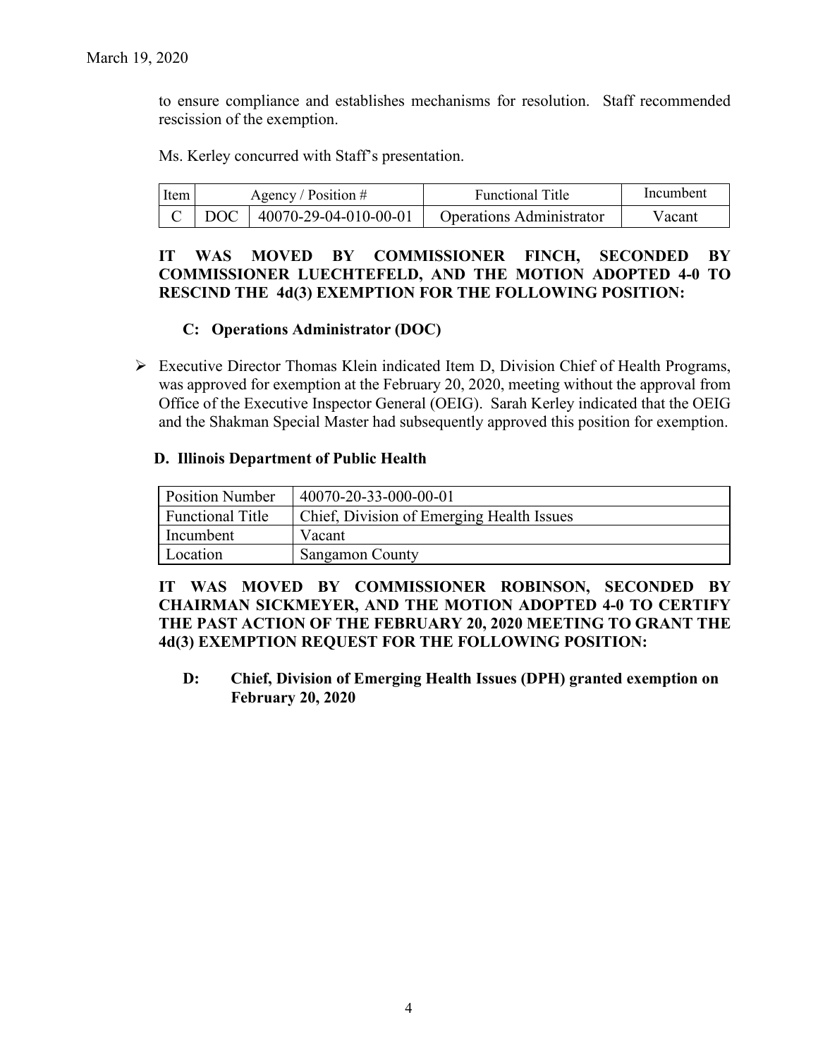to ensure compliance and establishes mechanisms for resolution. Staff recommended rescission of the exemption.

Ms. Kerley concurred with Staff's presentation.

| Item | Agency / Position # | | Functional Title | Incumbent |
|---|---|---|---|---|
| C | DOC | 40070-29-04-010-00-01 | Operations Administrator | Vacant |

**IT WAS MOVED BY COMMISSIONER FINCH, SECONDED BY COMMISSIONER LUECHTEFELD, AND THE MOTION ADOPTED 4-0 TO RESCIND THE 4d(3) EXEMPTION FOR THE FOLLOWING POSITION:**

**C: Operations Administrator (DOC)**

- Executive Director Thomas Klein indicated Item D, Division Chief of Health Programs, was approved for exemption at the February 20, 2020, meeting without the approval from Office of the Executive Inspector General (OEIG). Sarah Kerley indicated that the OEIG and the Shakman Special Master had subsequently approved this position for exemption.

**D. Illinois Department of Public Health**

| Position Number | 40070-20-33-000-00-01 |
|---|---|
| Functional Title | Chief, Division of Emerging Health Issues |
| Incumbent | Vacant |
| Location | Sangamon County |

**IT WAS MOVED BY COMMISSIONER ROBINSON, SECONDED BY CHAIRMAN SICKMEYER, AND THE MOTION ADOPTED 4-0 TO CERTIFY THE PAST ACTION OF THE FEBRUARY 20, 2020 MEETING TO GRANT THE 4d(3) EXEMPTION REQUEST FOR THE FOLLOWING POSITION:**

**D: Chief, Division of Emerging Health Issues (DPH) granted exemption on February 20, 2020**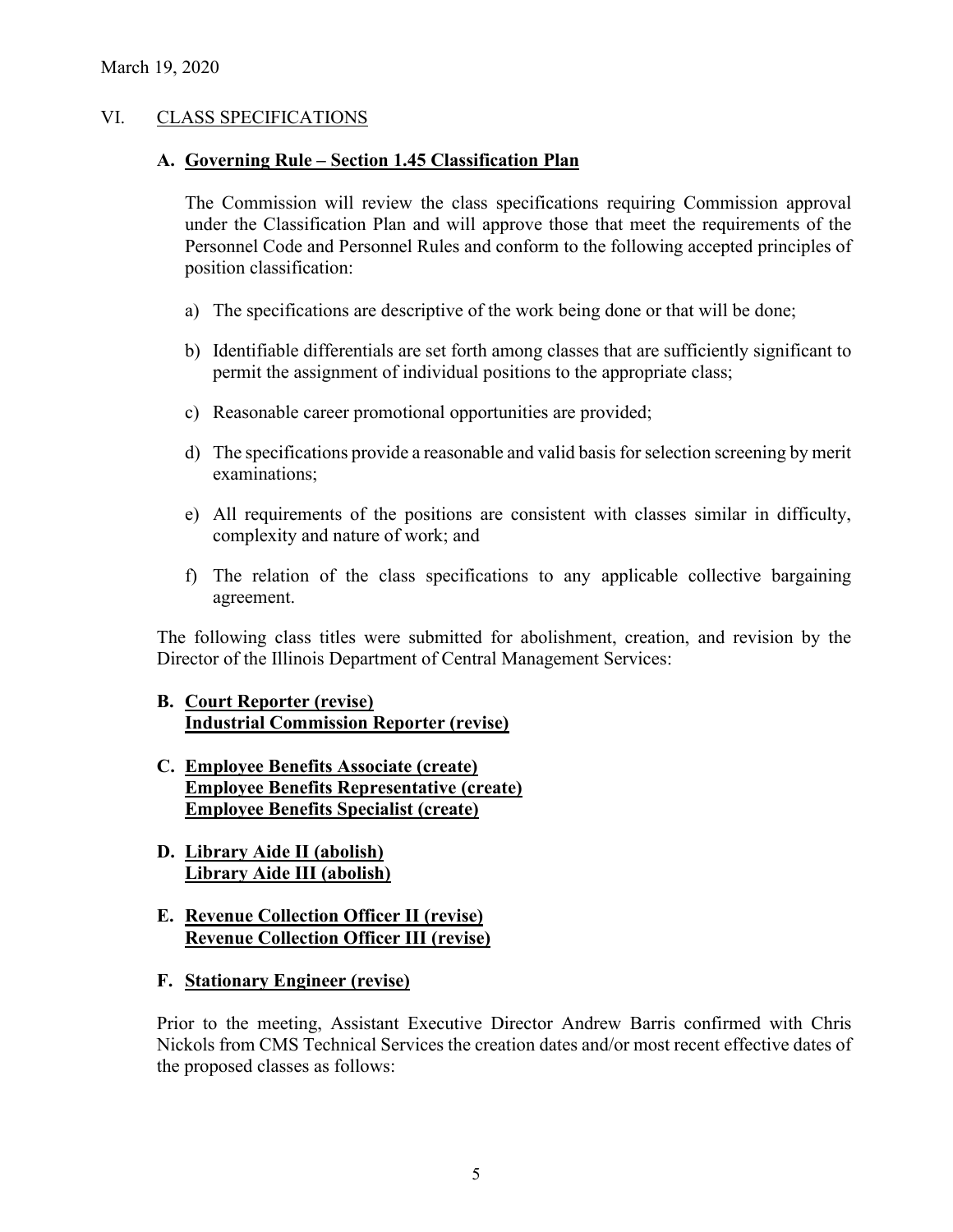March 19, 2020

## VI. CLASS SPECIFICATIONS

### A. Governing Rule – Section 1.45 Classification Plan

The Commission will review the class specifications requiring Commission approval under the Classification Plan and will approve those that meet the requirements of the Personnel Code and Personnel Rules and conform to the following accepted principles of position classification:

a) The specifications are descriptive of the work being done or that will be done;

b) Identifiable differentials are set forth among classes that are sufficiently significant to permit the assignment of individual positions to the appropriate class;

c) Reasonable career promotional opportunities are provided;

d) The specifications provide a reasonable and valid basis for selection screening by merit examinations;

e) All requirements of the positions are consistent with classes similar in difficulty, complexity and nature of work; and

f) The relation of the class specifications to any applicable collective bargaining agreement.

The following class titles were submitted for abolishment, creation, and revision by the Director of the Illinois Department of Central Management Services:

### B. Court Reporter (revise)
### Industrial Commission Reporter (revise)

### C. Employee Benefits Associate (create)
### Employee Benefits Representative (create)
### Employee Benefits Specialist (create)

### D. Library Aide II (abolish)
### Library Aide III (abolish)

### E. Revenue Collection Officer II (revise)
### Revenue Collection Officer III (revise)

### F. Stationary Engineer (revise)

Prior to the meeting, Assistant Executive Director Andrew Barris confirmed with Chris Nickols from CMS Technical Services the creation dates and/or most recent effective dates of the proposed classes as follows: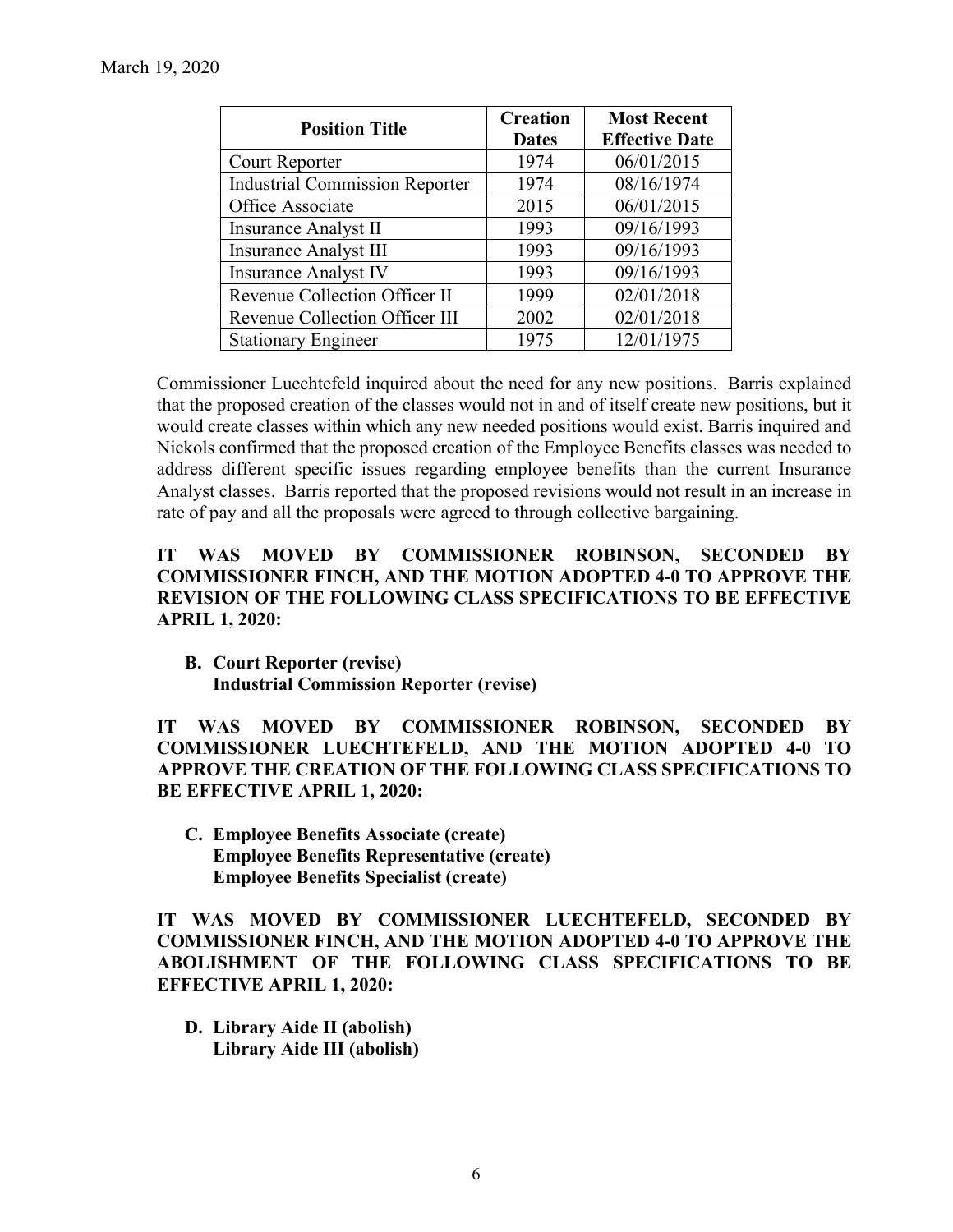| Position Title | Creation Dates | Most Recent Effective Date |
|---|---|---|
| Court Reporter | 1974 | 06/01/2015 |
| Industrial Commission Reporter | 1974 | 08/16/1974 |
| Office Associate | 2015 | 06/01/2015 |
| Insurance Analyst II | 1993 | 09/16/1993 |
| Insurance Analyst III | 1993 | 09/16/1993 |
| Insurance Analyst IV | 1993 | 09/16/1993 |
| Revenue Collection Officer II | 1999 | 02/01/2018 |
| Revenue Collection Officer III | 2002 | 02/01/2018 |
| Stationary Engineer | 1975 | 12/01/1975 |

Commissioner Luechtefeld inquired about the need for any new positions. Barris explained that the proposed creation of the classes would not in and of itself create new positions, but it would create classes within which any new needed positions would exist. Barris inquired and Nickols confirmed that the proposed creation of the Employee Benefits classes was needed to address different specific issues regarding employee benefits than the current Insurance Analyst classes. Barris reported that the proposed revisions would not result in an increase in rate of pay and all the proposals were agreed to through collective bargaining.

**IT WAS MOVED BY COMMISSIONER ROBINSON, SECONDED BY COMMISSIONER FINCH, AND THE MOTION ADOPTED 4-0 TO APPROVE THE REVISION OF THE FOLLOWING CLASS SPECIFICATIONS TO BE EFFECTIVE APRIL 1, 2020:**

**B. Court Reporter (revise)**
**Industrial Commission Reporter (revise)**

**IT WAS MOVED BY COMMISSIONER ROBINSON, SECONDED BY COMMISSIONER LUECHTEFELD, AND THE MOTION ADOPTED 4-0 TO APPROVE THE CREATION OF THE FOLLOWING CLASS SPECIFICATIONS TO BE EFFECTIVE APRIL 1, 2020:**

**C. Employee Benefits Associate (create)**
**Employee Benefits Representative (create)**
**Employee Benefits Specialist (create)**

**IT WAS MOVED BY COMMISSIONER LUECHTEFELD, SECONDED BY COMMISSIONER FINCH, AND THE MOTION ADOPTED 4-0 TO APPROVE THE ABOLISHMENT OF THE FOLLOWING CLASS SPECIFICATIONS TO BE EFFECTIVE APRIL 1, 2020:**

**D. Library Aide II (abolish)**
**Library Aide III (abolish)**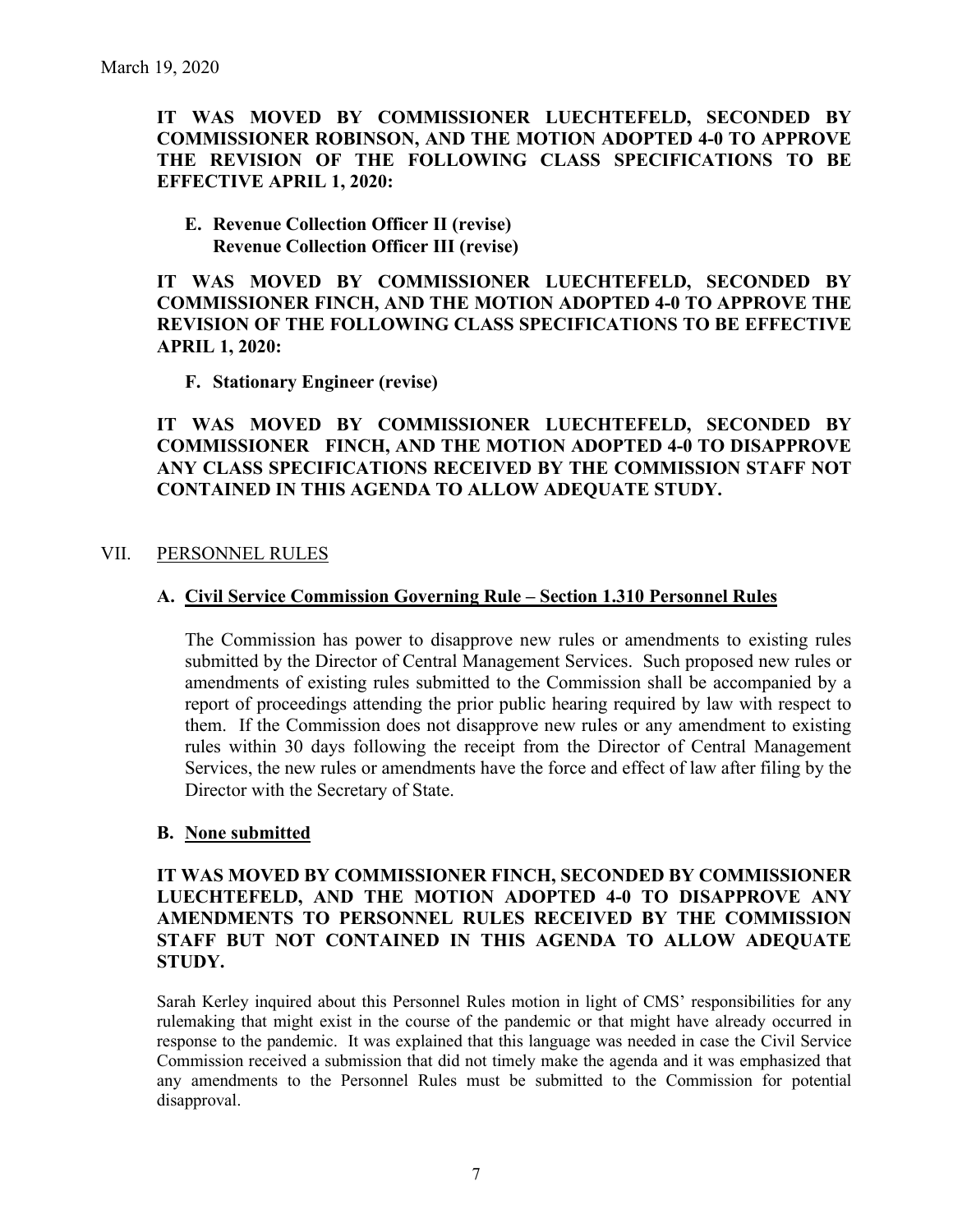March 19, 2020

**IT WAS MOVED BY COMMISSIONER LUECHTEFELD, SECONDED BY COMMISSIONER ROBINSON, AND THE MOTION ADOPTED 4-0 TO APPROVE THE REVISION OF THE FOLLOWING CLASS SPECIFICATIONS TO BE EFFECTIVE APRIL 1, 2020:**

**E. Revenue Collection Officer II (revise)**
**Revenue Collection Officer III (revise)**

**IT WAS MOVED BY COMMISSIONER LUECHTEFELD, SECONDED BY COMMISSIONER FINCH, AND THE MOTION ADOPTED 4-0 TO APPROVE THE REVISION OF THE FOLLOWING CLASS SPECIFICATIONS TO BE EFFECTIVE APRIL 1, 2020:**

**F. Stationary Engineer (revise)**

**IT WAS MOVED BY COMMISSIONER LUECHTEFELD, SECONDED BY COMMISSIONER FINCH, AND THE MOTION ADOPTED 4-0 TO DISAPPROVE ANY CLASS SPECIFICATIONS RECEIVED BY THE COMMISSION STAFF NOT CONTAINED IN THIS AGENDA TO ALLOW ADEQUATE STUDY.**

## VII. PERSONNEL RULES

### A. Civil Service Commission Governing Rule – Section 1.310 Personnel Rules

The Commission has power to disapprove new rules or amendments to existing rules submitted by the Director of Central Management Services. Such proposed new rules or amendments of existing rules submitted to the Commission shall be accompanied by a report of proceedings attending the prior public hearing required by law with respect to them. If the Commission does not disapprove new rules or any amendment to existing rules within 30 days following the receipt from the Director of Central Management Services, the new rules or amendments have the force and effect of law after filing by the Director with the Secretary of State.

### B. None submitted

**IT WAS MOVED BY COMMISSIONER FINCH, SECONDED BY COMMISSIONER LUECHTEFELD, AND THE MOTION ADOPTED 4-0 TO DISAPPROVE ANY AMENDMENTS TO PERSONNEL RULES RECEIVED BY THE COMMISSION STAFF BUT NOT CONTAINED IN THIS AGENDA TO ALLOW ADEQUATE STUDY.**

Sarah Kerley inquired about this Personnel Rules motion in light of CMS' responsibilities for any rulemaking that might exist in the course of the pandemic or that might have already occurred in response to the pandemic. It was explained that this language was needed in case the Civil Service Commission received a submission that did not timely make the agenda and it was emphasized that any amendments to the Personnel Rules must be submitted to the Commission for potential disapproval.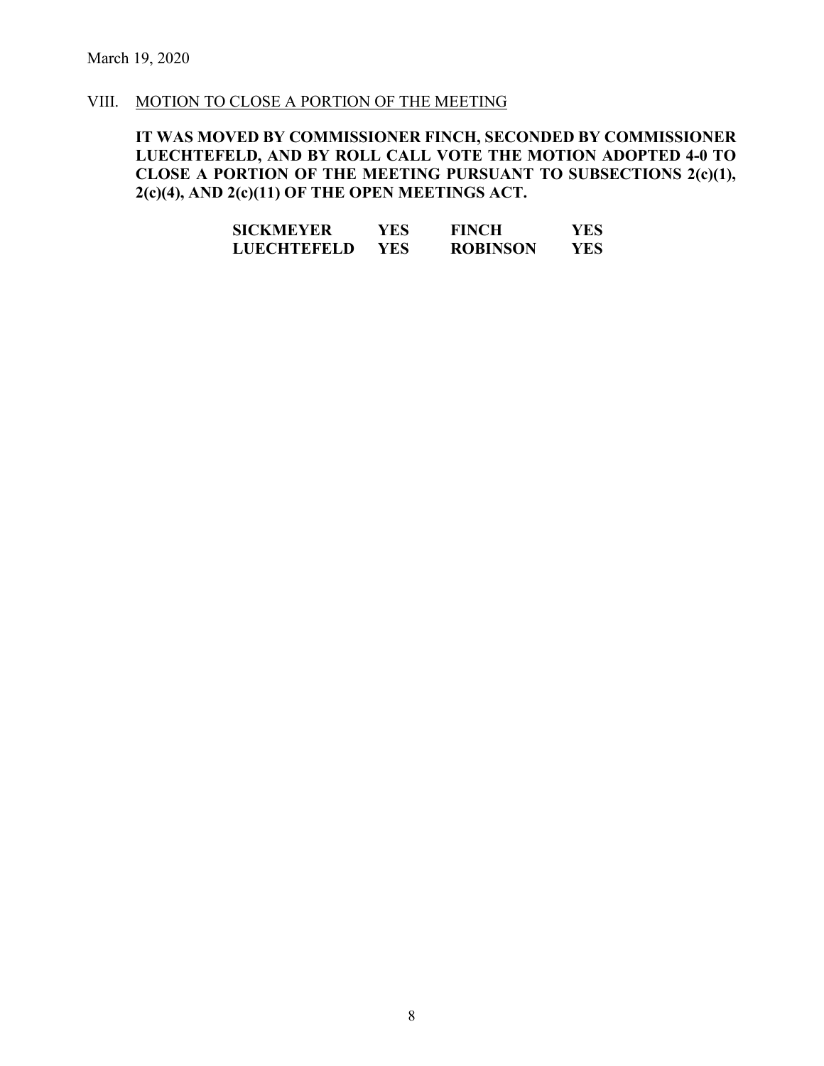March 19, 2020

VIII. <u>MOTION TO CLOSE A PORTION OF THE MEETING</u>

**IT WAS MOVED BY COMMISSIONER FINCH, SECONDED BY COMMISSIONER LUECHTEFELD, AND BY ROLL CALL VOTE THE MOTION ADOPTED 4-0 TO CLOSE A PORTION OF THE MEETING PURSUANT TO SUBSECTIONS 2(c)(1), 2(c)(4), AND 2(c)(11) OF THE OPEN MEETINGS ACT.**

| | | | |
|---|---|---|---|
| **SICKMEYER** | **YES** | **FINCH** | **YES** |
| **LUECHTEFELD** | **YES** | **ROBINSON** | **YES** |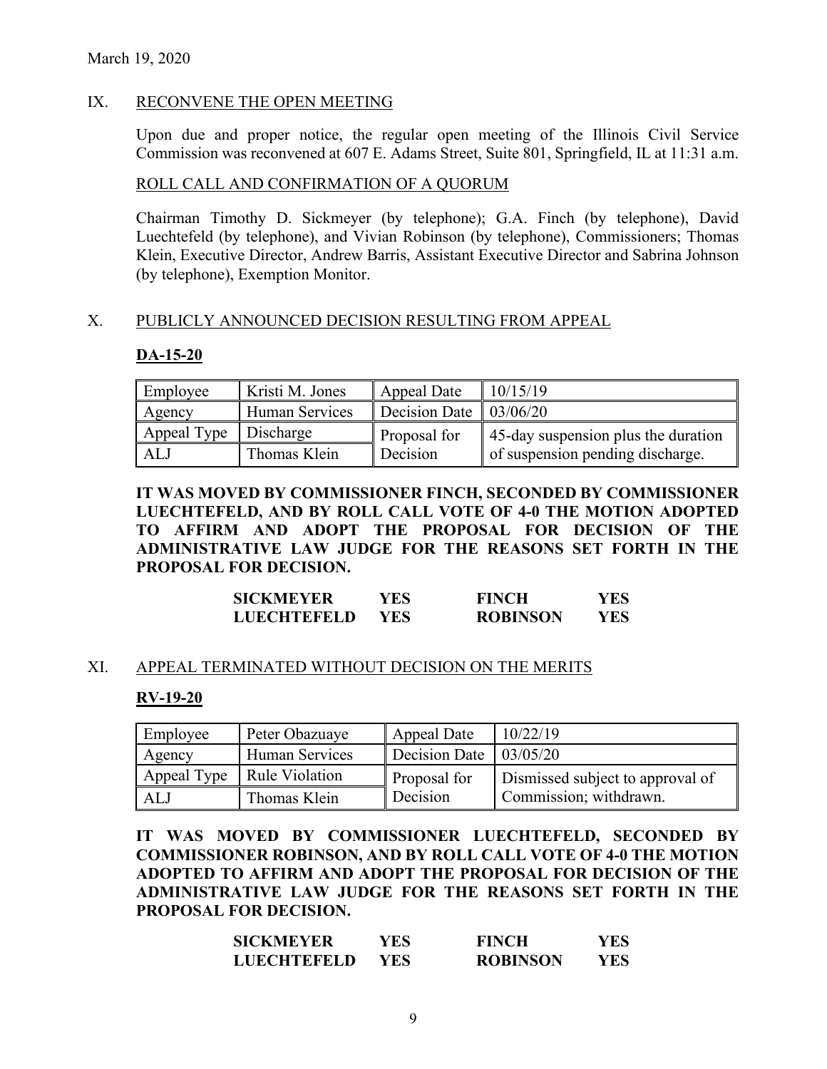March 19, 2020

## IX. RECONVENE THE OPEN MEETING

Upon due and proper notice, the regular open meeting of the Illinois Civil Service Commission was reconvened at 607 E. Adams Street, Suite 801, Springfield, IL at 11:31 a.m.

### ROLL CALL AND CONFIRMATION OF A QUORUM

Chairman Timothy D. Sickmeyer (by telephone); G.A. Finch (by telephone), David Luechtefeld (by telephone), and Vivian Robinson (by telephone), Commissioners; Thomas Klein, Executive Director, Andrew Barris, Assistant Executive Director and Sabrina Johnson (by telephone), Exemption Monitor.

## X. PUBLICLY ANNOUNCED DECISION RESULTING FROM APPEAL

### DA-15-20

| Employee | Kristi M. Jones | Appeal Date | 10/15/19 |
|---|---|---|---|
| Agency | Human Services | Decision Date | 03/06/20 |
| Appeal Type | Discharge | Proposal for Decision | 45-day suspension plus the duration of suspension pending discharge. |
| ALJ | Thomas Klein | | |

**IT WAS MOVED BY COMMISSIONER FINCH, SECONDED BY COMMISSIONER LUECHTEFELD, AND BY ROLL CALL VOTE OF 4-0 THE MOTION ADOPTED TO AFFIRM AND ADOPT THE PROPOSAL FOR DECISION OF THE ADMINISTRATIVE LAW JUDGE FOR THE REASONS SET FORTH IN THE PROPOSAL FOR DECISION.**

| | | | |
|---|---|---|---|
| **SICKMEYER** | **YES** | **FINCH** | **YES** |
| **LUECHTEFELD** | **YES** | **ROBINSON** | **YES** |

## XI. APPEAL TERMINATED WITHOUT DECISION ON THE MERITS

### RV-19-20

| Employee | Peter Obazuaye | Appeal Date | 10/22/19 |
|---|---|---|---|
| Agency | Human Services | Decision Date | 03/05/20 |
| Appeal Type | Rule Violation | Proposal for Decision | Dismissed subject to approval of Commission; withdrawn. |
| ALJ | Thomas Klein | | |

**IT WAS MOVED BY COMMISSIONER LUECHTEFELD, SECONDED BY COMMISSIONER ROBINSON, AND BY ROLL CALL VOTE OF 4-0 THE MOTION ADOPTED TO AFFIRM AND ADOPT THE PROPOSAL FOR DECISION OF THE ADMINISTRATIVE LAW JUDGE FOR THE REASONS SET FORTH IN THE PROPOSAL FOR DECISION.**

| | | | |
|---|---|---|---|
| **SICKMEYER** | **YES** | **FINCH** | **YES** |
| **LUECHTEFELD** | **YES** | **ROBINSON** | **YES** |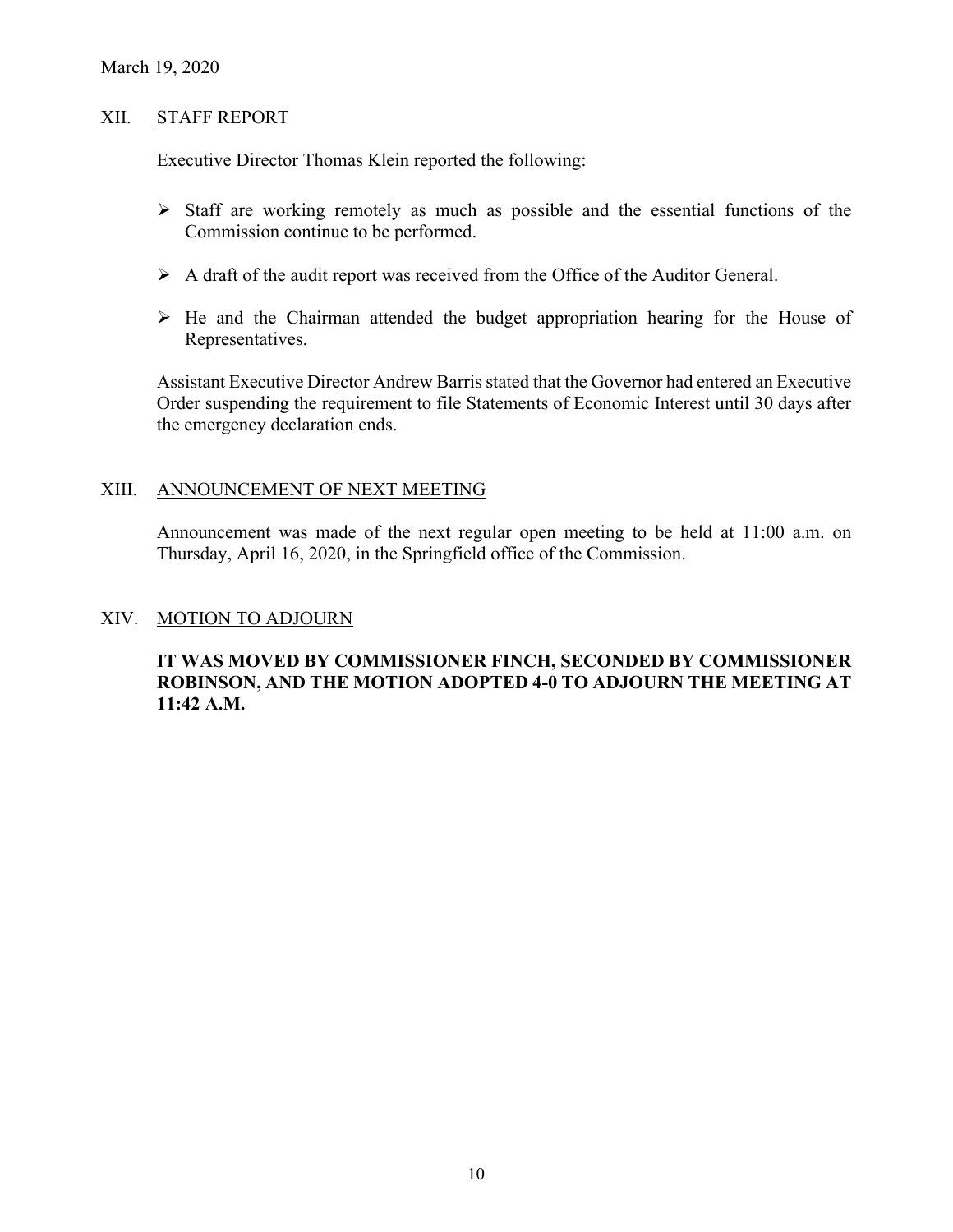March 19, 2020

## XII. STAFF REPORT

Executive Director Thomas Klein reported the following:

- Staff are working remotely as much as possible and the essential functions of the Commission continue to be performed.
- A draft of the audit report was received from the Office of the Auditor General.
- He and the Chairman attended the budget appropriation hearing for the House of Representatives.

Assistant Executive Director Andrew Barris stated that the Governor had entered an Executive Order suspending the requirement to file Statements of Economic Interest until 30 days after the emergency declaration ends.

## XIII. ANNOUNCEMENT OF NEXT MEETING

Announcement was made of the next regular open meeting to be held at 11:00 a.m. on Thursday, April 16, 2020, in the Springfield office of the Commission.

## XIV. MOTION TO ADJOURN

**IT WAS MOVED BY COMMISSIONER FINCH, SECONDED BY COMMISSIONER ROBINSON, AND THE MOTION ADOPTED 4-0 TO ADJOURN THE MEETING AT 11:42 A.M.**